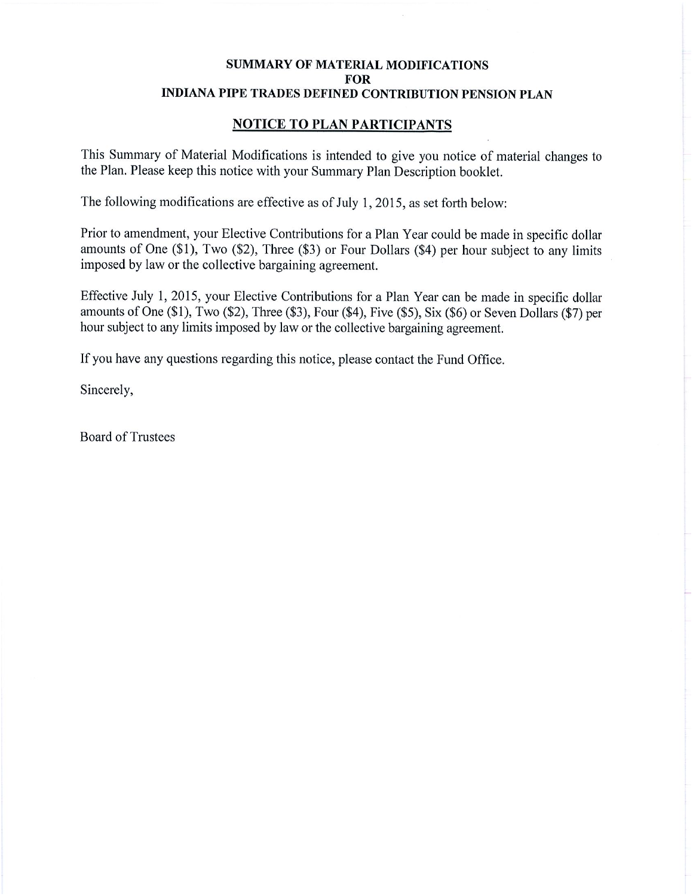# SUMMARY OF MATERIAL MODIFICATIONS
# FOR
# INDIANA PIPE TRADES DEFINED CONTRIBUTION PENSION PLAN

## NOTICE TO PLAN PARTICIPANTS

This Summary of Material Modifications is intended to give you notice of material changes to the Plan. Please keep this notice with your Summary Plan Description booklet.

The following modifications are effective as of July 1, 2015, as set forth below:

Prior to amendment, your Elective Contributions for a Plan Year could be made in specific dollar amounts of One ($1), Two ($2), Three ($3) or Four Dollars ($4) per hour subject to any limits imposed by law or the collective bargaining agreement.

Effective July 1, 2015, your Elective Contributions for a Plan Year can be made in specific dollar amounts of One ($1), Two ($2), Three ($3), Four ($4), Five ($5), Six ($6) or Seven Dollars ($7) per hour subject to any limits imposed by law or the collective bargaining agreement.

If you have any questions regarding this notice, please contact the Fund Office.

Sincerely,

Board of Trustees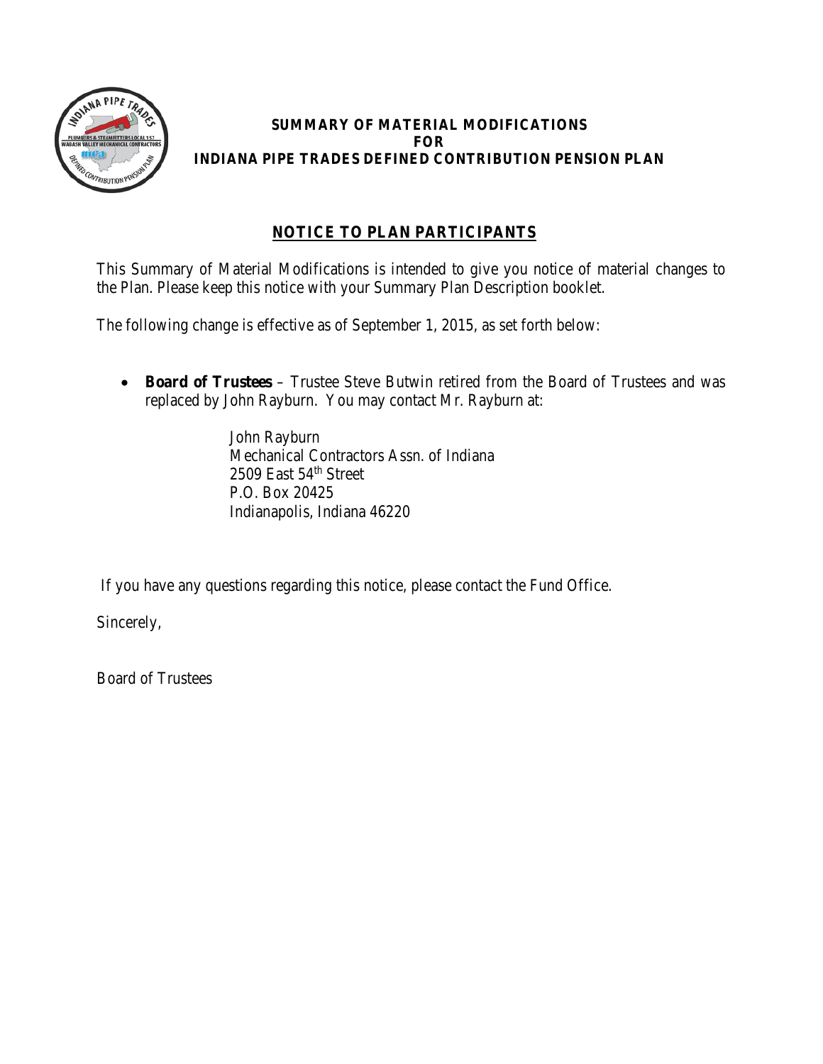# SUMMARY OF MATERIAL MODIFICATIONS FOR INDIANA PIPE TRADES DEFINED CONTRIBUTION PENSION PLAN

## NOTICE TO PLAN PARTICIPANTS

This Summary of Material Modifications is intended to give you notice of material changes to the Plan. Please keep this notice with your Summary Plan Description booklet.

The following change is effective as of September 1, 2015, as set forth below:

- **Board of Trustees** – Trustee Steve Butwin retired from the Board of Trustees and was replaced by John Rayburn. You may contact Mr. Rayburn at:

  John Rayburn
  Mechanical Contractors Assn. of Indiana
  2509 East 54th Street
  P.O. Box 20425
  Indianapolis, Indiana 46220

If you have any questions regarding this notice, please contact the Fund Office.

Sincerely,

Board of Trustees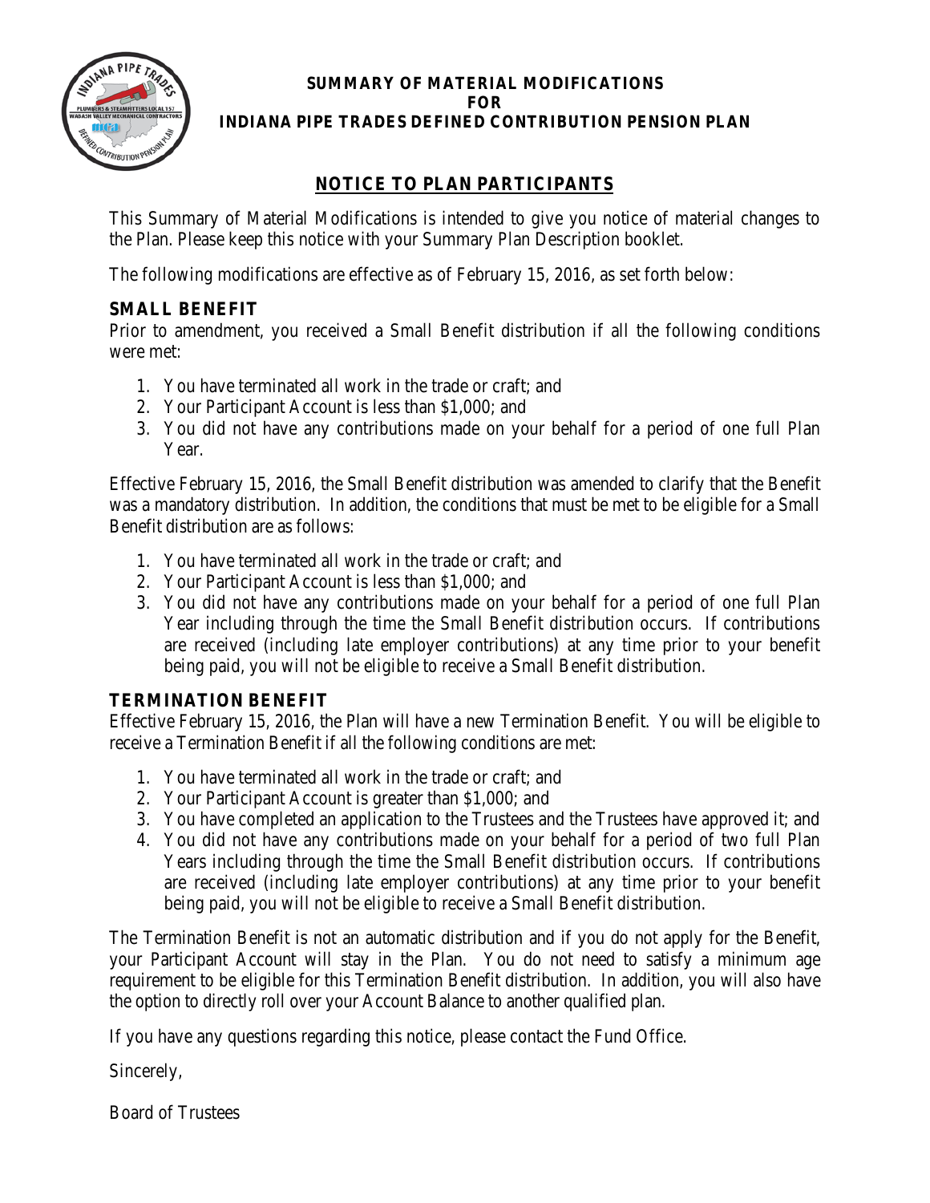**SUMMARY OF MATERIAL MODIFICATIONS**
**FOR**
**INDIANA PIPE TRADES DEFINED CONTRIBUTION PENSION PLAN**

## NOTICE TO PLAN PARTICIPANTS

This Summary of Material Modifications is intended to give you notice of material changes to the Plan. Please keep this notice with your Summary Plan Description booklet.

The following modifications are effective as of February 15, 2016, as set forth below:

### SMALL BENEFIT

Prior to amendment, you received a Small Benefit distribution if all the following conditions were met:

1. You have terminated all work in the trade or craft; and
2. Your Participant Account is less than $1,000; and
3. You did not have any contributions made on your behalf for a period of one full Plan Year.

Effective February 15, 2016, the Small Benefit distribution was amended to clarify that the Benefit was a mandatory distribution. In addition, the conditions that must be met to be eligible for a Small Benefit distribution are as follows:

1. You have terminated all work in the trade or craft; and
2. Your Participant Account is less than $1,000; and
3. You did not have any contributions made on your behalf for a period of one full Plan Year including through the time the Small Benefit distribution occurs. If contributions are received (including late employer contributions) at any time prior to your benefit being paid, you will not be eligible to receive a Small Benefit distribution.

### TERMINATION BENEFIT

Effective February 15, 2016, the Plan will have a new Termination Benefit. You will be eligible to receive a Termination Benefit if all the following conditions are met:

1. You have terminated all work in the trade or craft; and
2. Your Participant Account is greater than $1,000; and
3. You have completed an application to the Trustees and the Trustees have approved it; and
4. You did not have any contributions made on your behalf for a period of two full Plan Years including through the time the Small Benefit distribution occurs. If contributions are received (including late employer contributions) at any time prior to your benefit being paid, you will not be eligible to receive a Small Benefit distribution.

The Termination Benefit is not an automatic distribution and if you do not apply for the Benefit, your Participant Account will stay in the Plan. You do not need to satisfy a minimum age requirement to be eligible for this Termination Benefit distribution. In addition, you will also have the option to directly roll over your Account Balance to another qualified plan.

If you have any questions regarding this notice, please contact the Fund Office.

Sincerely,

Board of Trustees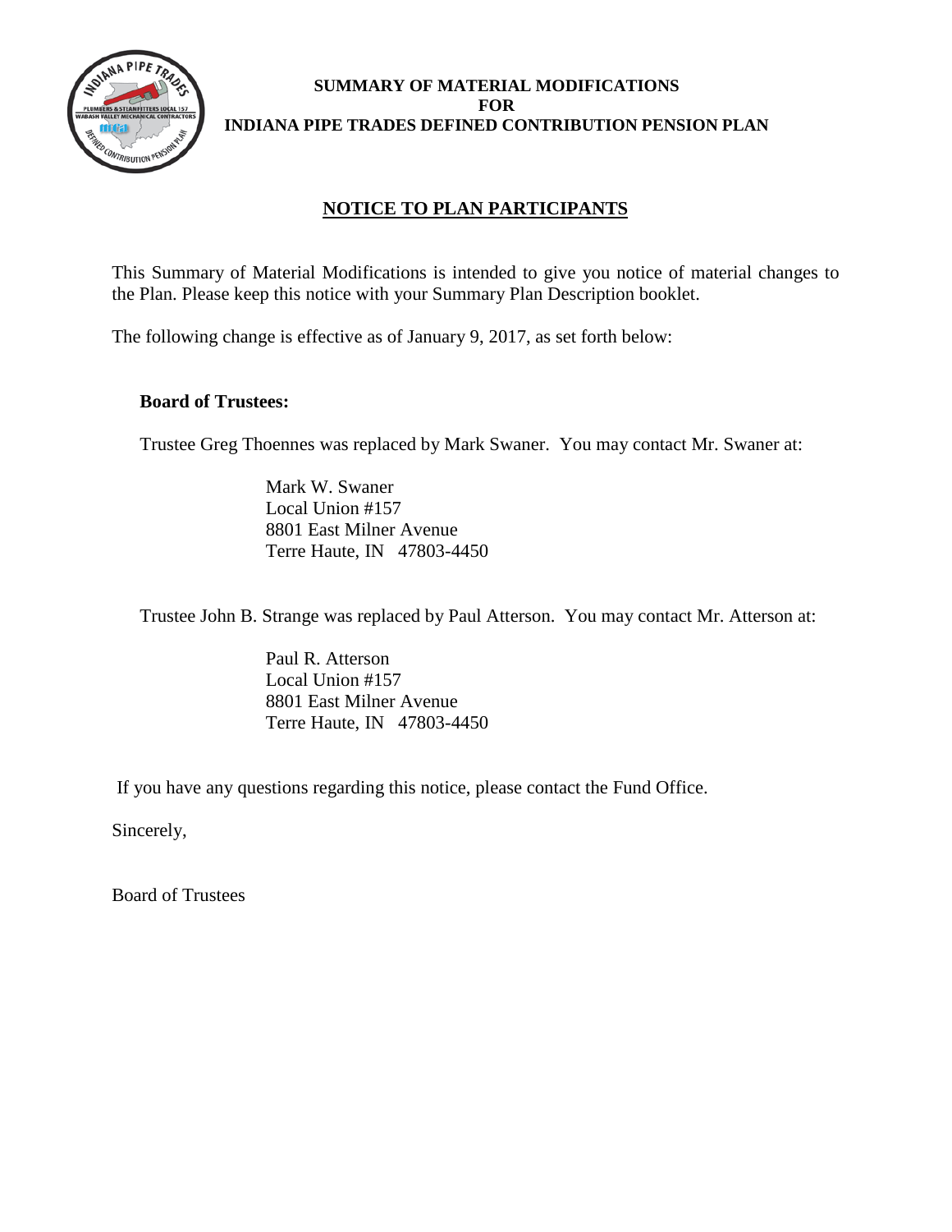**SUMMARY OF MATERIAL MODIFICATIONS**
**FOR**
**INDIANA PIPE TRADES DEFINED CONTRIBUTION PENSION PLAN**

## NOTICE TO PLAN PARTICIPANTS

This Summary of Material Modifications is intended to give you notice of material changes to the Plan. Please keep this notice with your Summary Plan Description booklet.

The following change is effective as of January 9, 2017, as set forth below:

**Board of Trustees:**

Trustee Greg Thoennes was replaced by Mark Swaner. You may contact Mr. Swaner at:

Mark W. Swaner
Local Union #157
8801 East Milner Avenue
Terre Haute, IN 47803-4450

Trustee John B. Strange was replaced by Paul Atterson. You may contact Mr. Atterson at:

Paul R. Atterson
Local Union #157
8801 East Milner Avenue
Terre Haute, IN 47803-4450

If you have any questions regarding this notice, please contact the Fund Office.

Sincerely,

Board of Trustees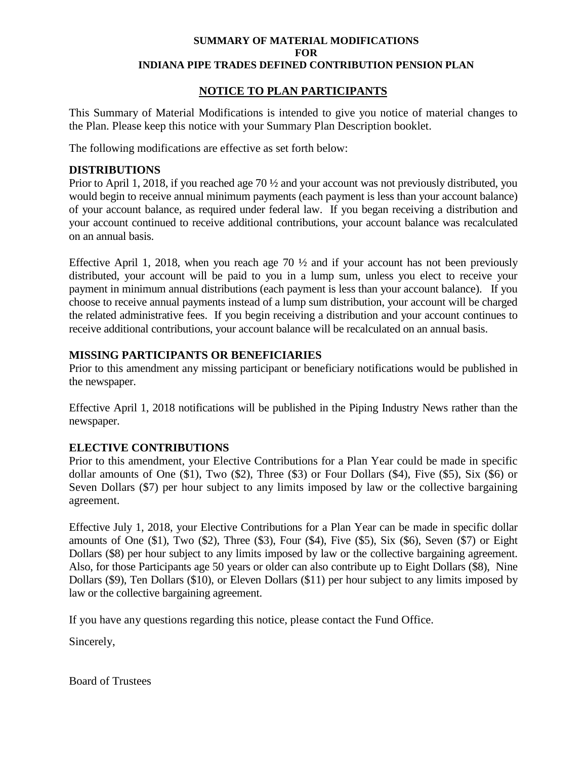**SUMMARY OF MATERIAL MODIFICATIONS**
**FOR**
**INDIANA PIPE TRADES DEFINED CONTRIBUTION PENSION PLAN**

**NOTICE TO PLAN PARTICIPANTS**

This Summary of Material Modifications is intended to give you notice of material changes to the Plan. Please keep this notice with your Summary Plan Description booklet.

The following modifications are effective as set forth below:

## DISTRIBUTIONS

Prior to April 1, 2018, if you reached age 70 ½ and your account was not previously distributed, you would begin to receive annual minimum payments (each payment is less than your account balance) of your account balance, as required under federal law. If you began receiving a distribution and your account continued to receive additional contributions, your account balance was recalculated on an annual basis.

Effective April 1, 2018, when you reach age 70 ½ and if your account has not been previously distributed, your account will be paid to you in a lump sum, unless you elect to receive your payment in minimum annual distributions (each payment is less than your account balance). If you choose to receive annual payments instead of a lump sum distribution, your account will be charged the related administrative fees. If you begin receiving a distribution and your account continues to receive additional contributions, your account balance will be recalculated on an annual basis.

## MISSING PARTICIPANTS OR BENEFICIARIES

Prior to this amendment any missing participant or beneficiary notifications would be published in the newspaper.

Effective April 1, 2018 notifications will be published in the Piping Industry News rather than the newspaper.

## ELECTIVE CONTRIBUTIONS

Prior to this amendment, your Elective Contributions for a Plan Year could be made in specific dollar amounts of One ($1), Two ($2), Three ($3) or Four Dollars ($4), Five ($5), Six ($6) or Seven Dollars ($7) per hour subject to any limits imposed by law or the collective bargaining agreement.

Effective July 1, 2018, your Elective Contributions for a Plan Year can be made in specific dollar amounts of One ($1), Two ($2), Three ($3), Four ($4), Five ($5), Six ($6), Seven ($7) or Eight Dollars ($8) per hour subject to any limits imposed by law or the collective bargaining agreement. Also, for those Participants age 50 years or older can also contribute up to Eight Dollars ($8), Nine Dollars ($9), Ten Dollars ($10), or Eleven Dollars ($11) per hour subject to any limits imposed by law or the collective bargaining agreement.

If you have any questions regarding this notice, please contact the Fund Office.

Sincerely,

Board of Trustees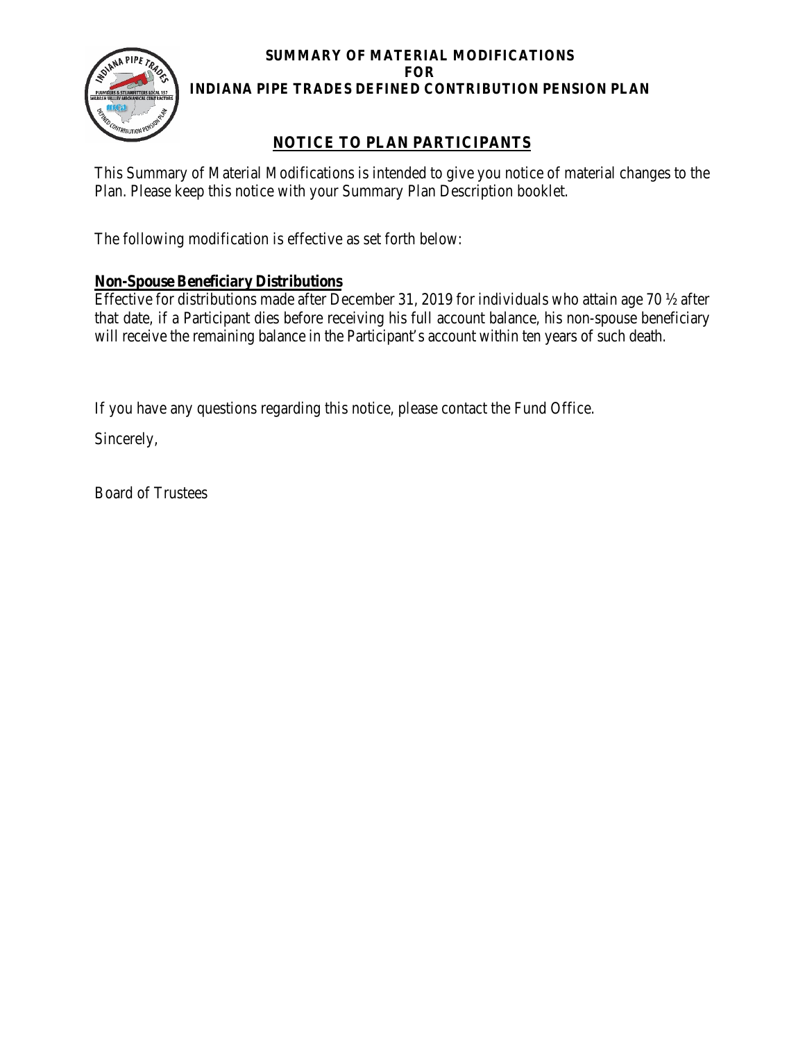**SUMMARY OF MATERIAL MODIFICATIONS**
**FOR**
**INDIANA PIPE TRADES DEFINED CONTRIBUTION PENSION PLAN**

## NOTICE TO PLAN PARTICIPANTS

This Summary of Material Modifications is intended to give you notice of material changes to the Plan. Please keep this notice with your Summary Plan Description booklet.

The following modification is effective as set forth below:

### Non-Spouse Beneficiary Distributions

Effective for distributions made after December 31, 2019 for individuals who attain age 70 ½ after that date, if a Participant dies before receiving his full account balance, his non-spouse beneficiary will receive the remaining balance in the Participant's account within ten years of such death.

If you have any questions regarding this notice, please contact the Fund Office.

Sincerely,

Board of Trustees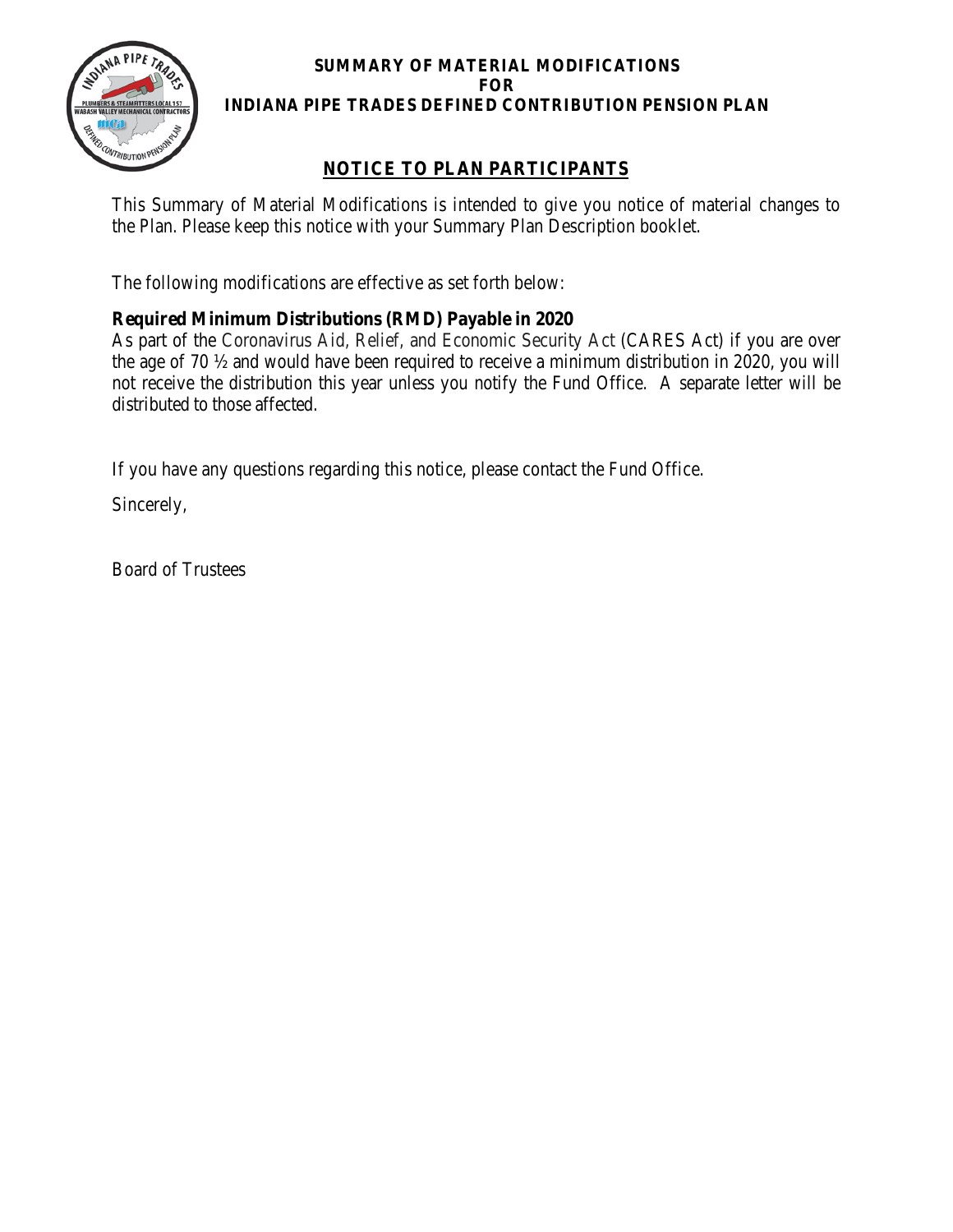**SUMMARY OF MATERIAL MODIFICATIONS**
**FOR**
**INDIANA PIPE TRADES DEFINED CONTRIBUTION PENSION PLAN**

## NOTICE TO PLAN PARTICIPANTS

This Summary of Material Modifications is intended to give you notice of material changes to the Plan. Please keep this notice with your Summary Plan Description booklet.

The following modifications are effective as set forth below:

**Required Minimum Distributions (RMD) Payable in 2020**
As part of the Coronavirus Aid, Relief, and Economic Security Act (CARES Act) if you are over the age of 70 ½ and would have been required to receive a minimum distribution in 2020, you will not receive the distribution this year unless you notify the Fund Office. A separate letter will be distributed to those affected.

If you have any questions regarding this notice, please contact the Fund Office.

Sincerely,

Board of Trustees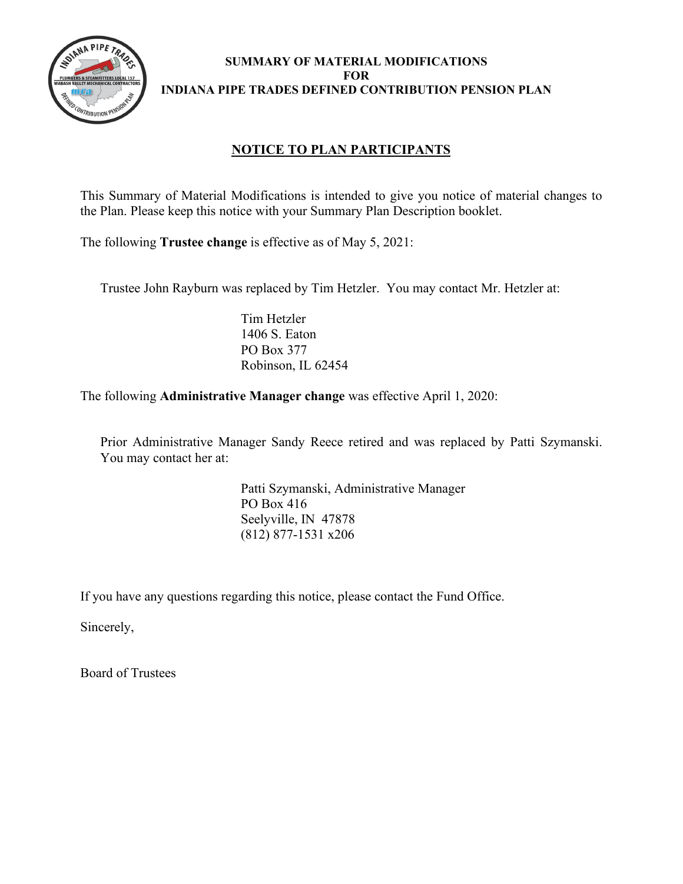**SUMMARY OF MATERIAL MODIFICATIONS**
**FOR**
**INDIANA PIPE TRADES DEFINED CONTRIBUTION PENSION PLAN**

## NOTICE TO PLAN PARTICIPANTS

This Summary of Material Modifications is intended to give you notice of material changes to the Plan. Please keep this notice with your Summary Plan Description booklet.

The following **Trustee change** is effective as of May 5, 2021:

Trustee John Rayburn was replaced by Tim Hetzler. You may contact Mr. Hetzler at:

Tim Hetzler
1406 S. Eaton
PO Box 377
Robinson, IL 62454

The following **Administrative Manager change** was effective April 1, 2020:

Prior Administrative Manager Sandy Reece retired and was replaced by Patti Szymanski. You may contact her at:

Patti Szymanski, Administrative Manager
PO Box 416
Seelyville, IN 47878
(812) 877-1531 x206

If you have any questions regarding this notice, please contact the Fund Office.

Sincerely,

Board of Trustees